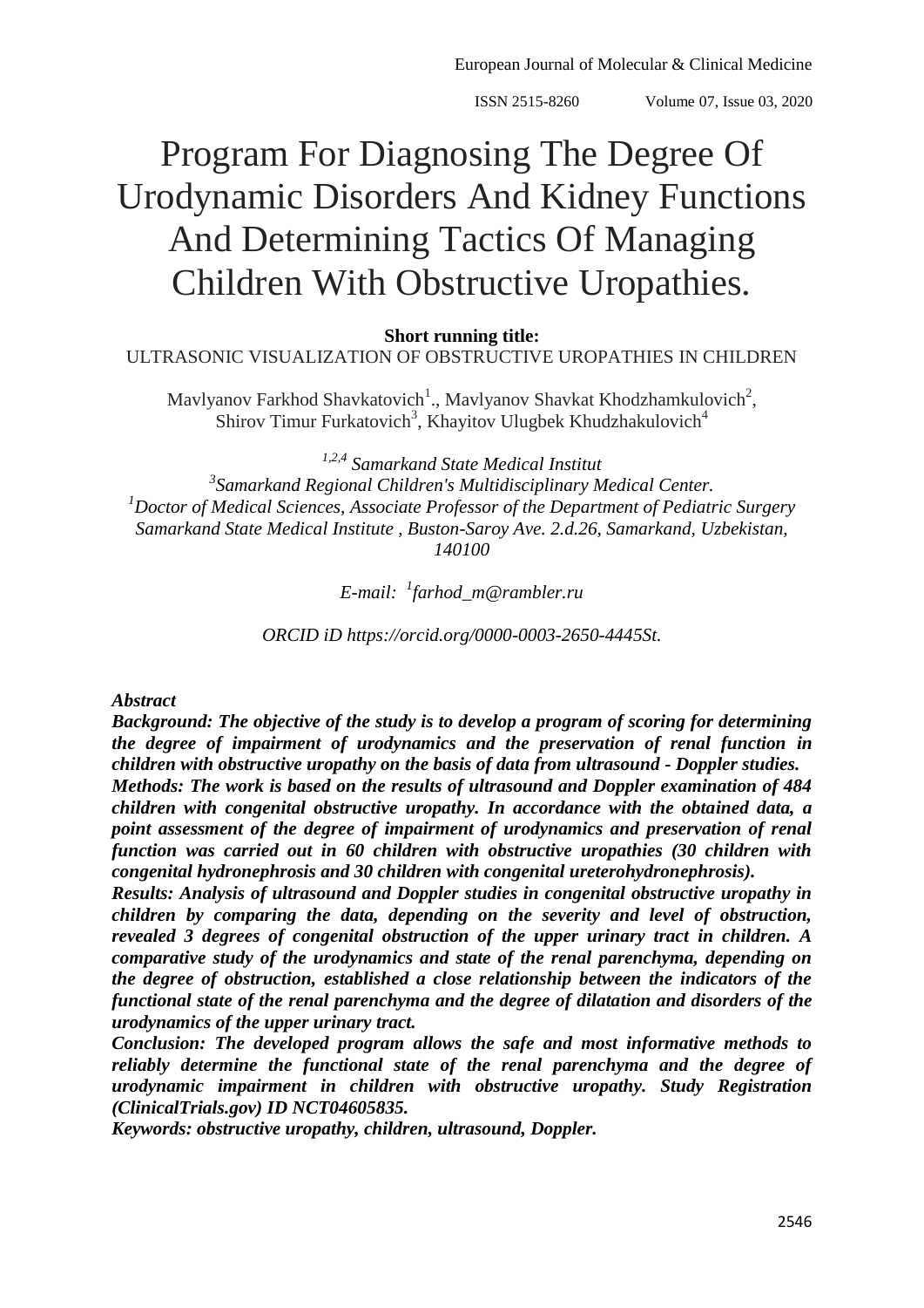# Program For Diagnosing The Degree Of Urodynamic Disorders And Kidney Functions And Determining Tactics Of Managing Children With Obstructive Uropathies.

**Short running title:**

ULTRASONIC VISUALIZATION OF OBSTRUCTIVE UROPATHIES IN CHILDREN

Mavlyanov Farkhod Shavkatovich[1]., Mavlyanov Shavkat Khodzhamkulovich[2], Shirov Timur Furkatovich[3], Khayitov Ulugbek Khudzhakulovich[4]

*[1,2,4] Samarkand State Medical Institut*
*[3]Samarkand Regional Children's Multidisciplinary Medical Center.*
*[1]Doctor of Medical Sciences, Associate Professor of the Department of Pediatric Surgery Samarkand State Medical Institute , Buston-Saroy Ave. 2.d.26, Samarkand, Uzbekistan, 140100*

*E-mail: [1]farhod_m@rambler.ru*

*ORCID iD https://orcid.org/0000-0003-2650-4445St.*

***Abstract***

***Background: The objective of the study is to develop a program of scoring for determining the degree of impairment of urodynamics and the preservation of renal function in children with obstructive uropathy on the basis of data from ultrasound - Doppler studies.***

***Methods: The work is based on the results of ultrasound and Doppler examination of 484 children with congenital obstructive uropathy. In accordance with the obtained data, a point assessment of the degree of impairment of urodynamics and preservation of renal function was carried out in 60 children with obstructive uropathies (30 children with congenital hydronephrosis and 30 children with congenital ureterohydronephrosis).***

***Results: Analysis of ultrasound and Doppler studies in congenital obstructive uropathy in children by comparing the data, depending on the severity and level of obstruction, revealed 3 degrees of congenital obstruction of the upper urinary tract in children. A comparative study of the urodynamics and state of the renal parenchyma, depending on the degree of obstruction, established a close relationship between the indicators of the functional state of the renal parenchyma and the degree of dilatation and disorders of the urodynamics of the upper urinary tract.***

***Conclusion: The developed program allows the safe and most informative methods to reliably determine the functional state of the renal parenchyma and the degree of urodynamic impairment in children with obstructive uropathy. Study Registration (ClinicalTrials.gov) ID NCT04605835.***

***Keywords: obstructive uropathy, children, ultrasound, Doppler.***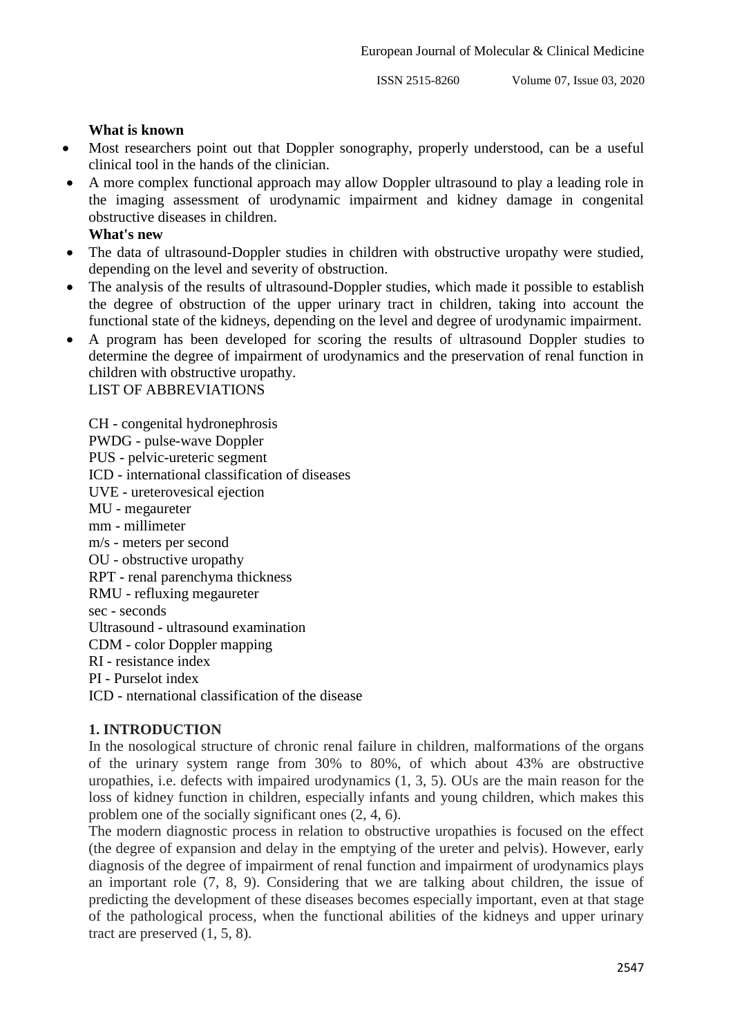**What is known**

- Most researchers point out that Doppler sonography, properly understood, can be a useful clinical tool in the hands of the clinician.
- A more complex functional approach may allow Doppler ultrasound to play a leading role in the imaging assessment of urodynamic impairment and kidney damage in congenital obstructive diseases in children.

**What's new**

- The data of ultrasound-Doppler studies in children with obstructive uropathy were studied, depending on the level and severity of obstruction.
- The analysis of the results of ultrasound-Doppler studies, which made it possible to establish the degree of obstruction of the upper urinary tract in children, taking into account the functional state of the kidneys, depending on the level and degree of urodynamic impairment.
- A program has been developed for scoring the results of ultrasound Doppler studies to determine the degree of impairment of urodynamics and the preservation of renal function in children with obstructive uropathy.

LIST OF ABBREVIATIONS

CH - congenital hydronephrosis
PWDG - pulse-wave Doppler
PUS - pelvic-ureteric segment
ICD - international classification of diseases
UVE - ureterovesical ejection
MU - megaureter
mm - millimeter
m/s - meters per second
OU - obstructive uropathy
RPT - renal parenchyma thickness
RMU - refluxing megaureter
sec - seconds
Ultrasound - ultrasound examination
CDM - color Doppler mapping
RI - resistance index
PI - Purselot index
ICD - nternational classification of the disease

## 1. INTRODUCTION

In the nosological structure of chronic renal failure in children, malformations of the organs of the urinary system range from 30% to 80%, of which about 43% are obstructive uropathies, i.e. defects with impaired urodynamics (1, 3, 5). OUs are the main reason for the loss of kidney function in children, especially infants and young children, which makes this problem one of the socially significant ones (2, 4, 6).

The modern diagnostic process in relation to obstructive uropathies is focused on the effect (the degree of expansion and delay in the emptying of the ureter and pelvis). However, early diagnosis of the degree of impairment of renal function and impairment of urodynamics plays an important role (7, 8, 9). Considering that we are talking about children, the issue of predicting the development of these diseases becomes especially important, even at that stage of the pathological process, when the functional abilities of the kidneys and upper urinary tract are preserved (1, 5, 8).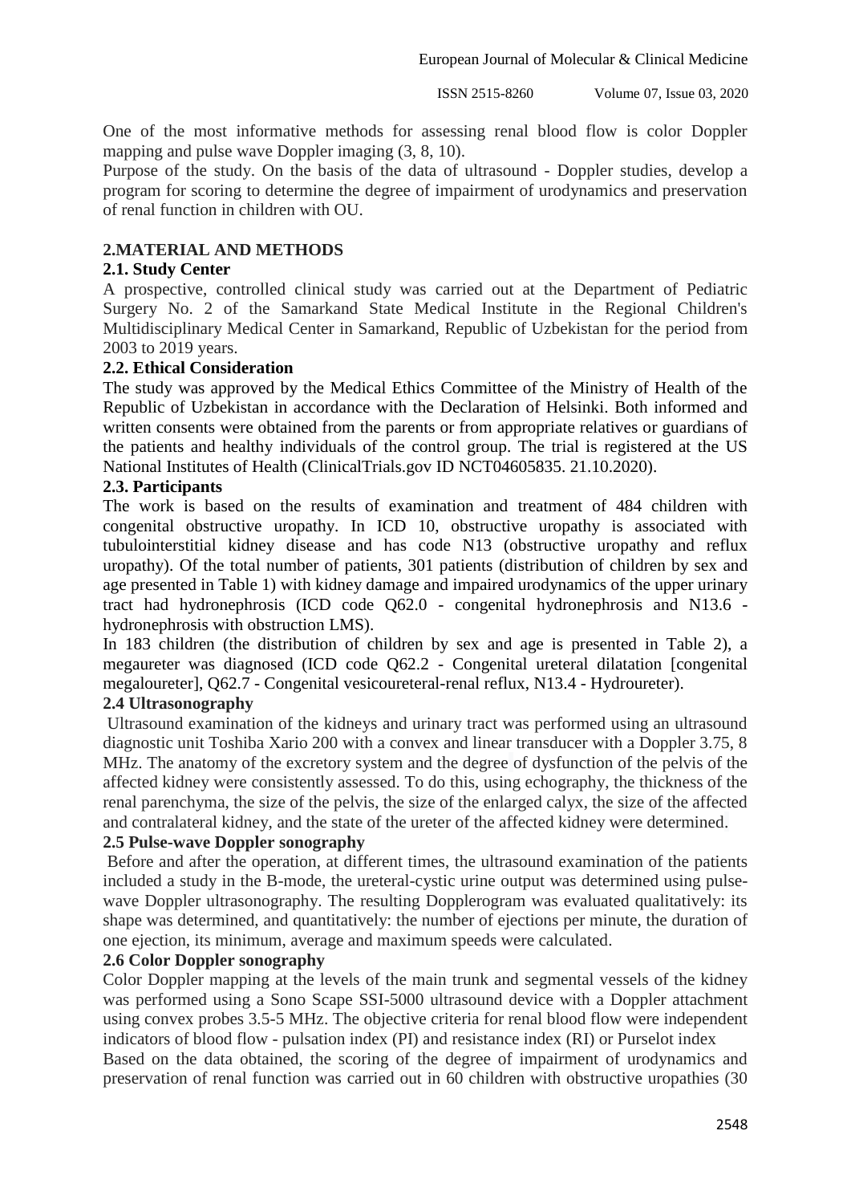One of the most informative methods for assessing renal blood flow is color Doppler mapping and pulse wave Doppler imaging (3, 8, 10).

Purpose of the study. On the basis of the data of ultrasound - Doppler studies, develop a program for scoring to determine the degree of impairment of urodynamics and preservation of renal function in children with OU.

## 2.MATERIAL AND METHODS

### 2.1. Study Center

A prospective, controlled clinical study was carried out at the Department of Pediatric Surgery No. 2 of the Samarkand State Medical Institute in the Regional Children's Multidisciplinary Medical Center in Samarkand, Republic of Uzbekistan for the period from 2003 to 2019 years.

### 2.2. Ethical Consideration

The study was approved by the Medical Ethics Committee of the Ministry of Health of the Republic of Uzbekistan in accordance with the Declaration of Helsinki. Both informed and written consents were obtained from the parents or from appropriate relatives or guardians of the patients and healthy individuals of the control group. The trial is registered at the US National Institutes of Health (ClinicalTrials.gov ID NCT04605835. 21.10.2020).

### 2.3. Participants

The work is based on the results of examination and treatment of 484 children with congenital obstructive uropathy. In ICD 10, obstructive uropathy is associated with tubulointerstitial kidney disease and has code N13 (obstructive uropathy and reflux uropathy). Of the total number of patients, 301 patients (distribution of children by sex and age presented in Table 1) with kidney damage and impaired urodynamics of the upper urinary tract had hydronephrosis (ICD code Q62.0 - congenital hydronephrosis and N13.6 - hydronephrosis with obstruction LMS).

In 183 children (the distribution of children by sex and age is presented in Table 2), a megaureter was diagnosed (ICD code Q62.2 - Congenital ureteral dilatation [congenital megaloureter], Q62.7 - Congenital vesicoureteral-renal reflux, N13.4 - Hydroureter).

### 2.4 Ultrasonography

Ultrasound examination of the kidneys and urinary tract was performed using an ultrasound diagnostic unit Toshiba Xario 200 with a convex and linear transducer with a Doppler 3.75, 8 MHz. The anatomy of the excretory system and the degree of dysfunction of the pelvis of the affected kidney were consistently assessed. To do this, using echography, the thickness of the renal parenchyma, the size of the pelvis, the size of the enlarged calyx, the size of the affected and contralateral kidney, and the state of the ureter of the affected kidney were determined.

### 2.5 Pulse-wave Doppler sonography

Before and after the operation, at different times, the ultrasound examination of the patients included a study in the B-mode, the ureteral-cystic urine output was determined using pulse-wave Doppler ultrasonography. The resulting Dopplerogram was evaluated qualitatively: its shape was determined, and quantitatively: the number of ejections per minute, the duration of one ejection, its minimum, average and maximum speeds were calculated.

### 2.6 Color Doppler sonography

Color Doppler mapping at the levels of the main trunk and segmental vessels of the kidney was performed using a Sono Scape SSI-5000 ultrasound device with a Doppler attachment using convex probes 3.5-5 MHz. The objective criteria for renal blood flow were independent indicators of blood flow - pulsation index (PI) and resistance index (RI) or Purselot index

Based on the data obtained, the scoring of the degree of impairment of urodynamics and preservation of renal function was carried out in 60 children with obstructive uropathies (30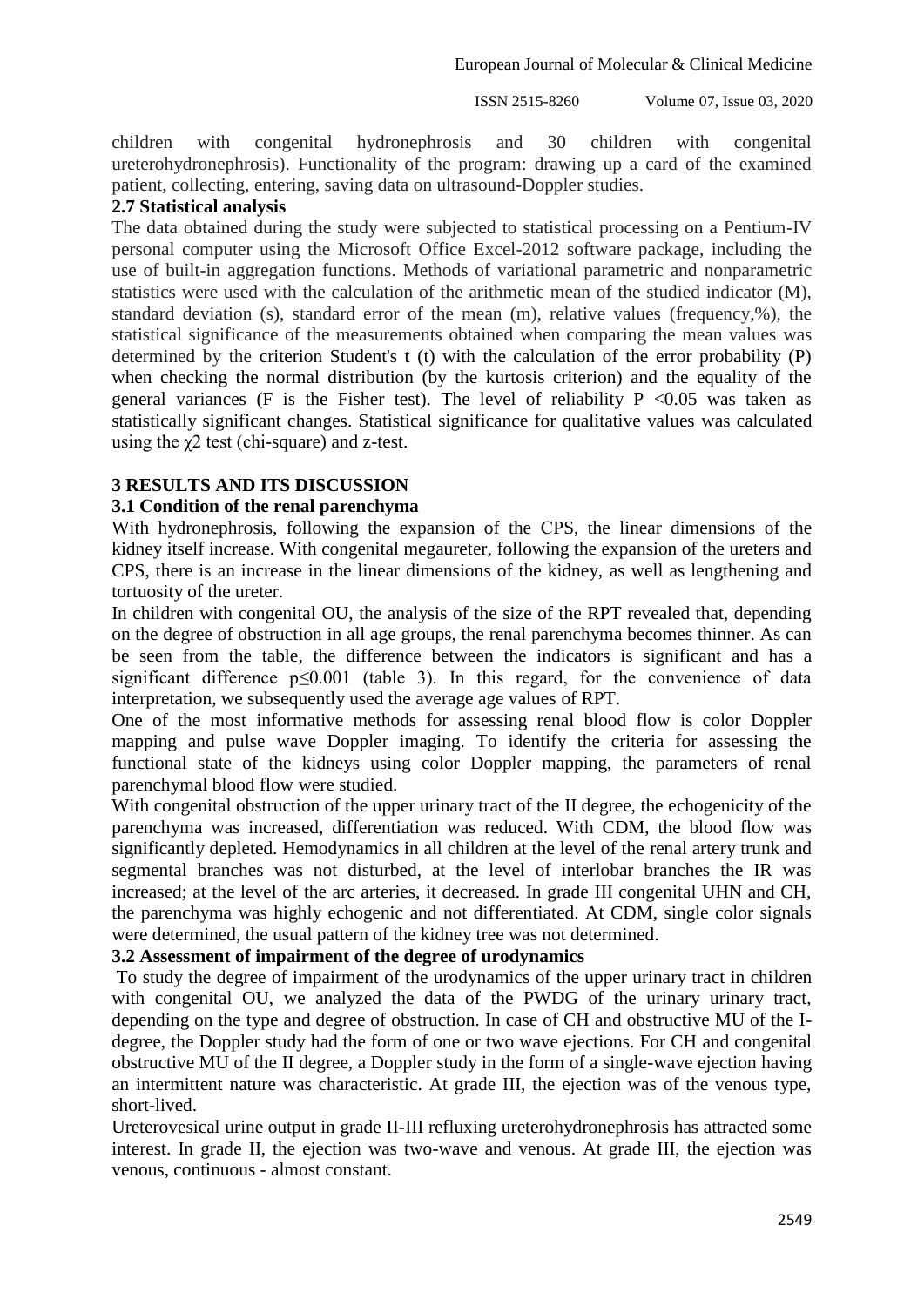children with congenital hydronephrosis and 30 children with congenital ureterohydronephrosis). Functionality of the program: drawing up a card of the examined patient, collecting, entering, saving data on ultrasound-Doppler studies.

### 2.7 Statistical analysis

The data obtained during the study were subjected to statistical processing on a Pentium-IV personal computer using the Microsoft Office Excel-2012 software package, including the use of built-in aggregation functions. Methods of variational parametric and nonparametric statistics were used with the calculation of the arithmetic mean of the studied indicator (M), standard deviation (s), standard error of the mean (m), relative values (frequency,%), the statistical significance of the measurements obtained when comparing the mean values was determined by the criterion Student's t (t) with the calculation of the error probability (P) when checking the normal distribution (by the kurtosis criterion) and the equality of the general variances (F is the Fisher test). The level of reliability $P < 0.05$ was taken as statistically significant changes. Statistical significance for qualitative values was calculated using the $\chi 2$ test (chi-square) and z-test.

## 3 RESULTS AND ITS DISCUSSION

### 3.1 Condition of the renal parenchyma

With hydronephrosis, following the expansion of the CPS, the linear dimensions of the kidney itself increase. With congenital megaureter, following the expansion of the ureters and CPS, there is an increase in the linear dimensions of the kidney, as well as lengthening and tortuosity of the ureter.

In children with congenital OU, the analysis of the size of the RPT revealed that, depending on the degree of obstruction in all age groups, the renal parenchyma becomes thinner. As can be seen from the table, the difference between the indicators is significant and has a significant difference $p \leq 0.001$ (table 3). In this regard, for the convenience of data interpretation, we subsequently used the average age values of RPT.

One of the most informative methods for assessing renal blood flow is color Doppler mapping and pulse wave Doppler imaging. To identify the criteria for assessing the functional state of the kidneys using color Doppler mapping, the parameters of renal parenchymal blood flow were studied.

With congenital obstruction of the upper urinary tract of the II degree, the echogenicity of the parenchyma was increased, differentiation was reduced. With CDM, the blood flow was significantly depleted. Hemodynamics in all children at the level of the renal artery trunk and segmental branches was not disturbed, at the level of interlobar branches the IR was increased; at the level of the arc arteries, it decreased. In grade III congenital UHN and CH, the parenchyma was highly echogenic and not differentiated. At CDM, single color signals were determined, the usual pattern of the kidney tree was not determined.

### 3.2 Assessment of impairment of the degree of urodynamics

To study the degree of impairment of the urodynamics of the upper urinary tract in children with congenital OU, we analyzed the data of the PWDG of the urinary urinary tract, depending on the type and degree of obstruction. In case of CH and obstructive MU of the I-degree, the Doppler study had the form of one or two wave ejections. For CH and congenital obstructive MU of the II degree, a Doppler study in the form of a single-wave ejection having an intermittent nature was characteristic. At grade III, the ejection was of the venous type, short-lived.

Ureterovesical urine output in grade II-III refluxing ureterohydronephrosis has attracted some interest. In grade II, the ejection was two-wave and venous. At grade III, the ejection was venous, continuous - almost constant.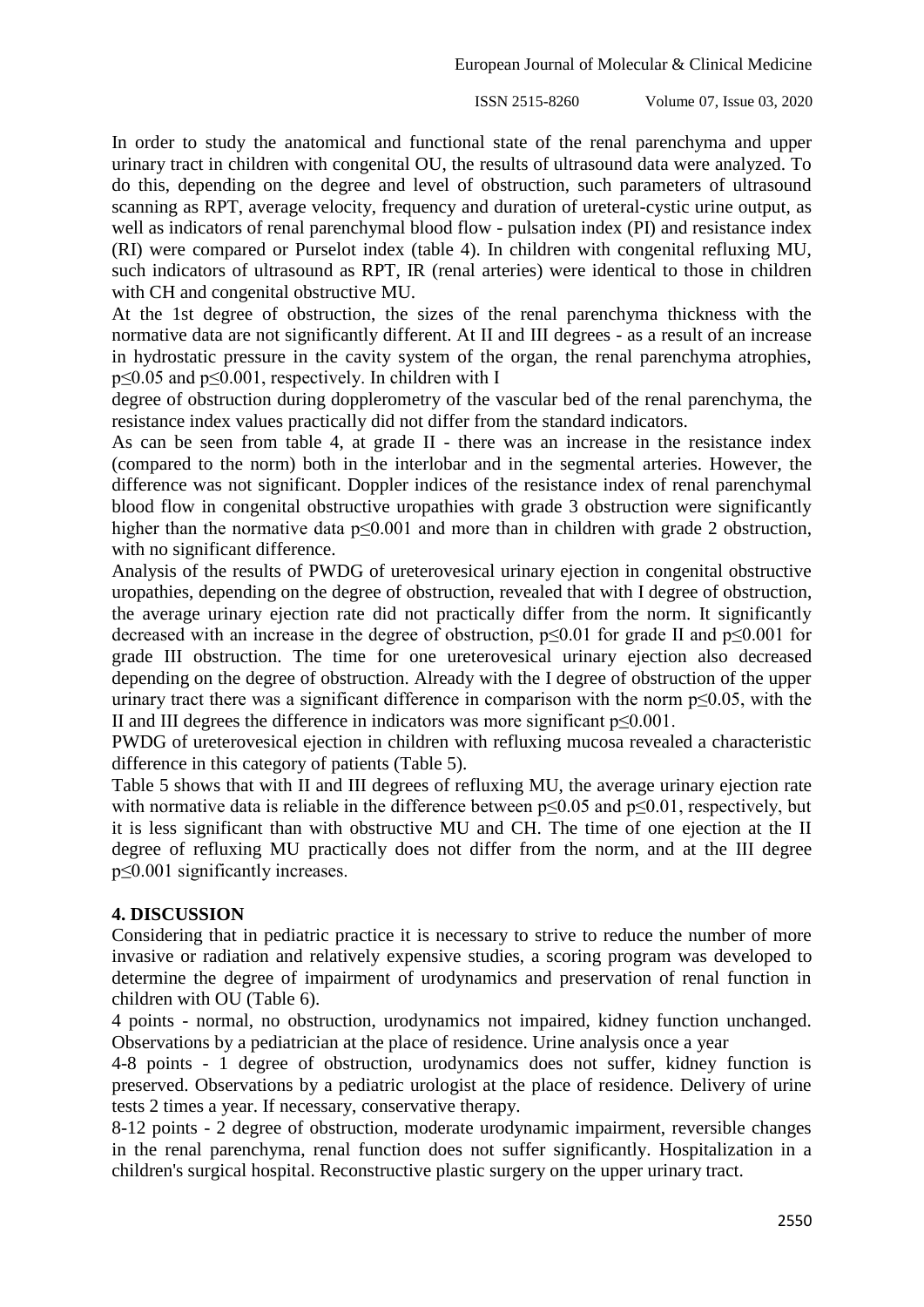In order to study the anatomical and functional state of the renal parenchyma and upper urinary tract in children with congenital OU, the results of ultrasound data were analyzed. To do this, depending on the degree and level of obstruction, such parameters of ultrasound scanning as RPT, average velocity, frequency and duration of ureteral-cystic urine output, as well as indicators of renal parenchymal blood flow - pulsation index (PI) and resistance index (RI) were compared or Purselot index (table 4). In children with congenital refluxing MU, such indicators of ultrasound as RPT, IR (renal arteries) were identical to those in children with CH and congenital obstructive MU.

At the 1st degree of obstruction, the sizes of the renal parenchyma thickness with the normative data are not significantly different. At II and III degrees - as a result of an increase in hydrostatic pressure in the cavity system of the organ, the renal parenchyma atrophies, $p \leq 0.05$ and $p \leq 0.001$, respectively. In children with I degree of obstruction during dopplerometry of the vascular bed of the renal parenchyma, the resistance index values practically did not differ from the standard indicators.

As can be seen from table 4, at grade II - there was an increase in the resistance index (compared to the norm) both in the interlobar and in the segmental arteries. However, the difference was not significant. Doppler indices of the resistance index of renal parenchymal blood flow in congenital obstructive uropathies with grade 3 obstruction were significantly higher than the normative data $p \leq 0.001$ and more than in children with grade 2 obstruction, with no significant difference.

Analysis of the results of PWDG of ureterovesical urinary ejection in congenital obstructive uropathies, depending on the degree of obstruction, revealed that with I degree of obstruction, the average urinary ejection rate did not practically differ from the norm. It significantly decreased with an increase in the degree of obstruction, $p \leq 0.01$ for grade II and $p \leq 0.001$ for grade III obstruction. The time for one ureterovesical urinary ejection also decreased depending on the degree of obstruction. Already with the I degree of obstruction of the upper urinary tract there was a significant difference in comparison with the norm $p \leq 0.05$, with the II and III degrees the difference in indicators was more significant $p \leq 0.001$.

PWDG of ureterovesical ejection in children with refluxing mucosa revealed a characteristic difference in this category of patients (Table 5).

Table 5 shows that with II and III degrees of refluxing MU, the average urinary ejection rate with normative data is reliable in the difference between $p \leq 0.05$ and $p \leq 0.01$, respectively, but it is less significant than with obstructive MU and CH. The time of one ejection at the II degree of refluxing MU practically does not differ from the norm, and at the III degree $p \leq 0.001$ significantly increases.

## 4. DISCUSSION

Considering that in pediatric practice it is necessary to strive to reduce the number of more invasive or radiation and relatively expensive studies, a scoring program was developed to determine the degree of impairment of urodynamics and preservation of renal function in children with OU (Table 6).

4 points - normal, no obstruction, urodynamics not impaired, kidney function unchanged. Observations by a pediatrician at the place of residence. Urine analysis once a year

4-8 points - 1 degree of obstruction, urodynamics does not suffer, kidney function is preserved. Observations by a pediatric urologist at the place of residence. Delivery of urine tests 2 times a year. If necessary, conservative therapy.

8-12 points - 2 degree of obstruction, moderate urodynamic impairment, reversible changes in the renal parenchyma, renal function does not suffer significantly. Hospitalization in a children's surgical hospital. Reconstructive plastic surgery on the upper urinary tract.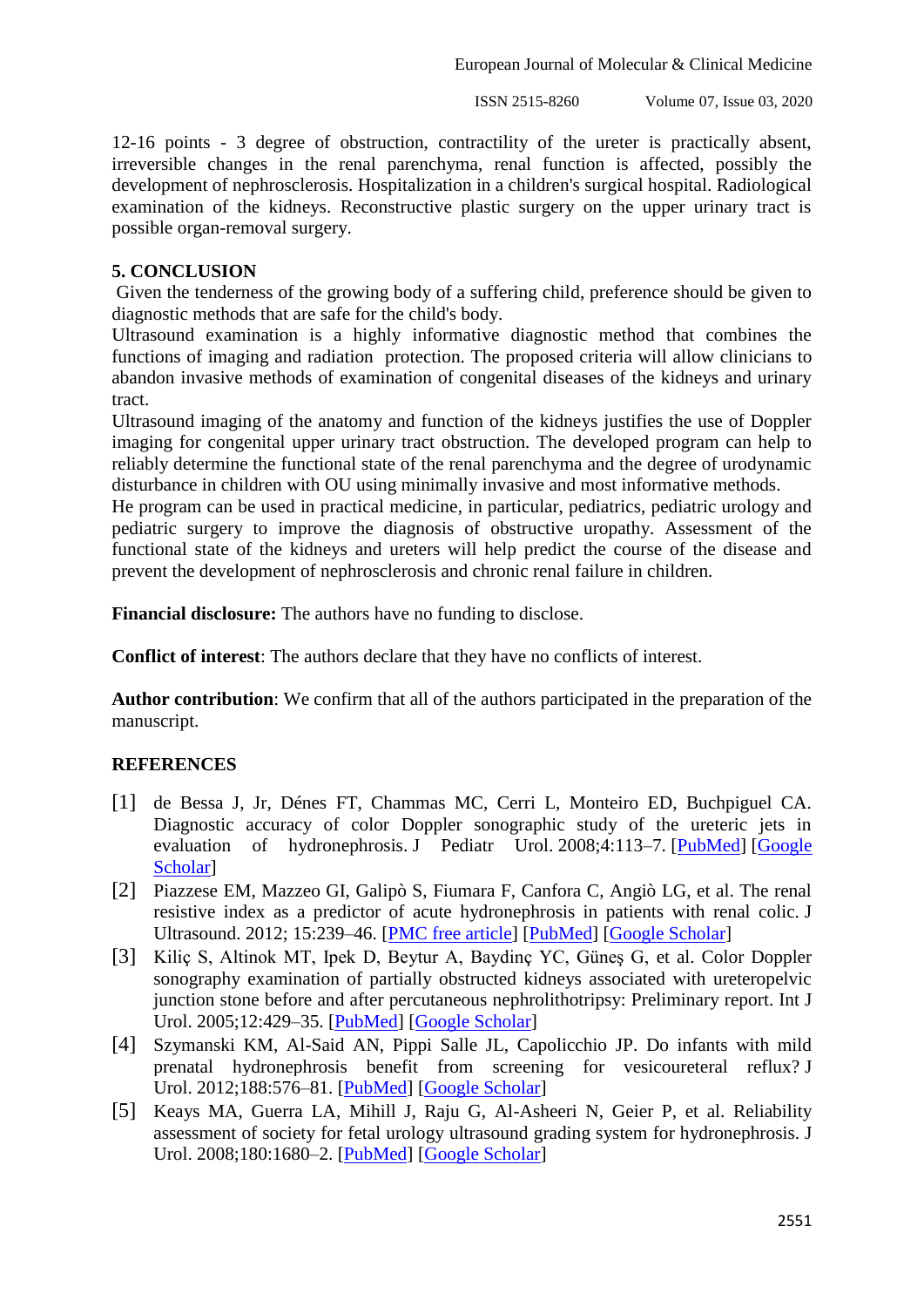12-16 points - 3 degree of obstruction, contractility of the ureter is practically absent, irreversible changes in the renal parenchyma, renal function is affected, possibly the development of nephrosclerosis. Hospitalization in a children's surgical hospital. Radiological examination of the kidneys. Reconstructive plastic surgery on the upper urinary tract is possible organ-removal surgery.

## 5. CONCLUSION

Given the tenderness of the growing body of a suffering child, preference should be given to diagnostic methods that are safe for the child's body.

Ultrasound examination is a highly informative diagnostic method that combines the functions of imaging and radiation protection. The proposed criteria will allow clinicians to abandon invasive methods of examination of congenital diseases of the kidneys and urinary tract.

Ultrasound imaging of the anatomy and function of the kidneys justifies the use of Doppler imaging for congenital upper urinary tract obstruction. The developed program can help to reliably determine the functional state of the renal parenchyma and the degree of urodynamic disturbance in children with OU using minimally invasive and most informative methods.

He program can be used in practical medicine, in particular, pediatrics, pediatric urology and pediatric surgery to improve the diagnosis of obstructive uropathy. Assessment of the functional state of the kidneys and ureters will help predict the course of the disease and prevent the development of nephrosclerosis and chronic renal failure in children.

**Financial disclosure:** The authors have no funding to disclose.

**Conflict of interest**: The authors declare that they have no conflicts of interest.

**Author contribution**: We confirm that all of the authors participated in the preparation of the manuscript.

## REFERENCES

[1] de Bessa J, Jr, Dénes FT, Chammas MC, Cerri L, Monteiro ED, Buchpiguel CA. Diagnostic accuracy of color Doppler sonographic study of the ureteric jets in evaluation of hydronephrosis. J Pediatr Urol. 2008;4:113–7. [PubMed] [Google Scholar]

[2] Piazzese EM, Mazzeo GI, Galipò S, Fiumara F, Canfora C, Angiò LG, et al. The renal resistive index as a predictor of acute hydronephrosis in patients with renal colic. J Ultrasound. 2012; 15:239–46. [PMC free article] [PubMed] [Google Scholar]

[3] Kiliç S, Altinok MT, Ipek D, Beytur A, Baydinç YC, Güneş G, et al. Color Doppler sonography examination of partially obstructed kidneys associated with ureteropelvic junction stone before and after percutaneous nephrolithotripsy: Preliminary report. Int J Urol. 2005;12:429–35. [PubMed] [Google Scholar]

[4] Szymanski KM, Al-Said AN, Pippi Salle JL, Capolicchio JP. Do infants with mild prenatal hydronephrosis benefit from screening for vesicoureteral reflux? J Urol. 2012;188:576–81. [PubMed] [Google Scholar]

[5] Keays MA, Guerra LA, Mihill J, Raju G, Al-Asheeri N, Geier P, et al. Reliability assessment of society for fetal urology ultrasound grading system for hydronephrosis. J Urol. 2008;180:1680–2. [PubMed] [Google Scholar]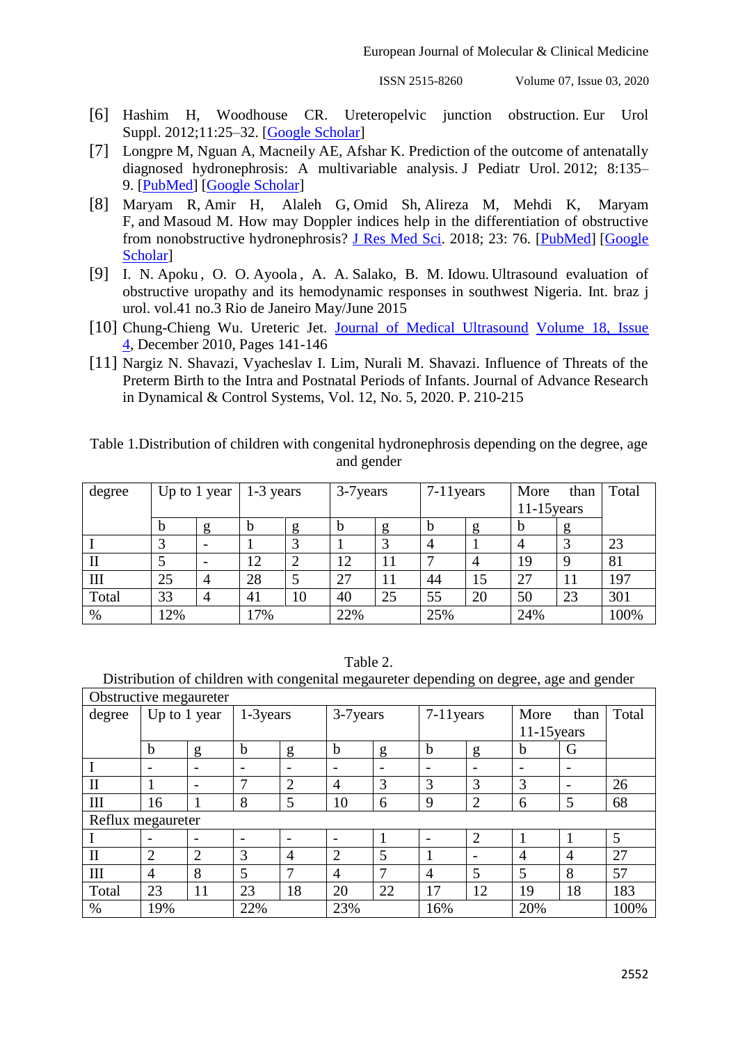[6] Hashim H, Woodhouse CR. Ureteropelvic junction obstruction. Eur Urol Suppl. 2012;11:25–32. [Google Scholar]

[7] Longpre M, Nguan A, Macneily AE, Afshar K. Prediction of the outcome of antenatally diagnosed hydronephrosis: A multivariable analysis. J Pediatr Urol. 2012; 8:135–9. [PubMed] [Google Scholar]

[8] Maryam R, Amir H, Alaleh G, Omid Sh, Alireza M, Mehdi K, Maryam F, and Masoud M. How may Doppler indices help in the differentiation of obstructive from nonobstructive hydronephrosis? J Res Med Sci. 2018; 23: 76. [PubMed] [Google Scholar]

[9] I. N. Apoku , O. O. Ayoola , A. A. Salako, B. M. Idowu. Ultrasound evaluation of obstructive uropathy and its hemodynamic responses in southwest Nigeria. Int. braz j urol. vol.41 no.3 Rio de Janeiro May/June 2015

[10] Chung-Chieng Wu. Ureteric Jet. Journal of Medical Ultrasound Volume 18, Issue 4, December 2010, Pages 141-146

[11] Nargiz N. Shavazi, Vyacheslav I. Lim, Nurali M. Shavazi. Influence of Threats of the Preterm Birth to the Intra and Postnatal Periods of Infants. Journal of Advance Research in Dynamical & Control Systems, Vol. 12, No. 5, 2020. P. 210-215

Table 1.Distribution of children with congenital hydronephrosis depending on the degree, age and gender

| degree | Up to 1 year | | 1-3 years | | 3-7years | | 7-11years | | More than 11-15years | | Total |
|---|---|---|---|---|---|---|---|---|---|---|---|
| | b | g | b | g | b | g | b | g | b | g | |
| I | 3 | - | 1 | 3 | 1 | 3 | 4 | 1 | 4 | 3 | 23 |
| II | 5 | - | 12 | 2 | 12 | 11 | 7 | 4 | 19 | 9 | 81 |
| III | 25 | 4 | 28 | 5 | 27 | 11 | 44 | 15 | 27 | 11 | 197 |
| Total | 33 | 4 | 41 | 10 | 40 | 25 | 55 | 20 | 50 | 23 | 301 |
| % | 12% | | 17% | | 22% | | 25% | | 24% | | 100% |

Table 2.

Distribution of children with congenital megaureter depending on degree, age and gender

| Obstructive megaureter | | | | | | | | | | | |
|---|---|---|---|---|---|---|---|---|---|---|---|
| degree | Up to 1 year | | 1-3years | | 3-7years | | 7-11years | | More than 11-15years | | Total |
| | b | g | b | g | b | g | b | g | b | G | |
| I | - | - | - | - | - | - | - | - | - | - | |
| II | 1 | - | 7 | 2 | 4 | 3 | 3 | 3 | 3 | - | 26 |
| III | 16 | 1 | 8 | 5 | 10 | 6 | 9 | 2 | 6 | 5 | 68 |
| Reflux megaureter | | | | | | | | | | | |
| I | - | - | - | - | - | 1 | - | 2 | 1 | 1 | 5 |
| II | 2 | 2 | 3 | 4 | 2 | 5 | 1 | - | 4 | 4 | 27 |
| III | 4 | 8 | 5 | 7 | 4 | 7 | 4 | 5 | 5 | 8 | 57 |
| Total | 23 | 11 | 23 | 18 | 20 | 22 | 17 | 12 | 19 | 18 | 183 |
| % | 19% | | 22% | | 23% | | 16% | | 20% | | 100% |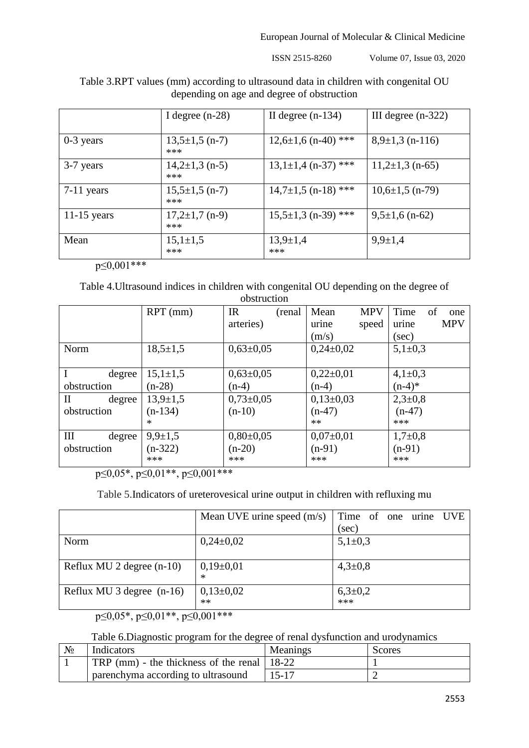Table 3.RPT values (mm) according to ultrasound data in children with congenital OU depending on age and degree of obstruction

| | I degree (n-28) | II degree (n-134) | III degree (n-322) |
|---|---|---|---|
| 0-3 years | 13,5±1,5 (n-7) *** | 12,6±1,6 (n-40) *** | 8,9±1,3 (n-116) |
| 3-7 years | 14,2±1,3 (n-5) *** | 13,1±1,4 (n-37) *** | 11,2±1,3 (n-65) |
| 7-11 years | 15,5±1,5 (n-7) *** | 14,7±1,5 (n-18) *** | 10,6±1,5 (n-79) |
| 11-15 years | 17,2±1,7 (n-9) *** | 15,5±1,3 (n-39) *** | 9,5±1,6 (n-62) |
| Mean | 15,1±1,5 *** | 13,9±1,4 *** | 9,9±1,4 |

p≤0,001***

Table 4.Ultrasound indices in children with congenital OU depending on the degree of obstruction

| | RPT (mm) | IR (renal arteries) | Mean MPV urine speed (m/s) | Time of one urine MPV (sec) |
|---|---|---|---|---|
| Norm | 18,5±1,5 | 0,63±0,05 | 0,24±0,02 | 5,1±0,3 |
| I degree obstruction | 15,1±1,5 (n-28) | 0,63±0,05 (n-4) | 0,22±0,01 (n-4) | 4,1±0,3 (n-4)* |
| II degree obstruction | 13,9±1,5 (n-134) * | 0,73±0,05 (n-10) | 0,13±0,03 (n-47) ** | 2,3±0,8 (n-47) *** |
| III degree obstruction | 9,9±1,5 (n-322) *** | 0,80±0,05 (n-20) *** | 0,07±0,01 (n-91) *** | 1,7±0,8 (n-91) *** |

p≤0,05*, p≤0,01**, p≤0,001***

Table 5.Indicators of ureterovesical urine output in children with refluxing mu

| | Mean UVE urine speed (m/s) | Time of one urine UVE (sec) |
|---|---|---|
| Norm | 0,24±0,02 | 5,1±0,3 |
| Reflux MU 2 degree (n-10) | 0,19±0,01 * | 4,3±0,8 |
| Reflux MU 3 degree (n-16) | 0,13±0,02 ** | 6,3±0,2 *** |

p≤0,05*, p≤0,01**, p≤0,001***

Table 6.Diagnostic program for the degree of renal dysfunction and urodynamics

| № | Indicators | Meanings | Scores |
|---|---|---|---|
| 1 | TRP (mm) - the thickness of the renal parenchyma according to ultrasound | 18-22 | 1 |
| | | 15-17 | 2 |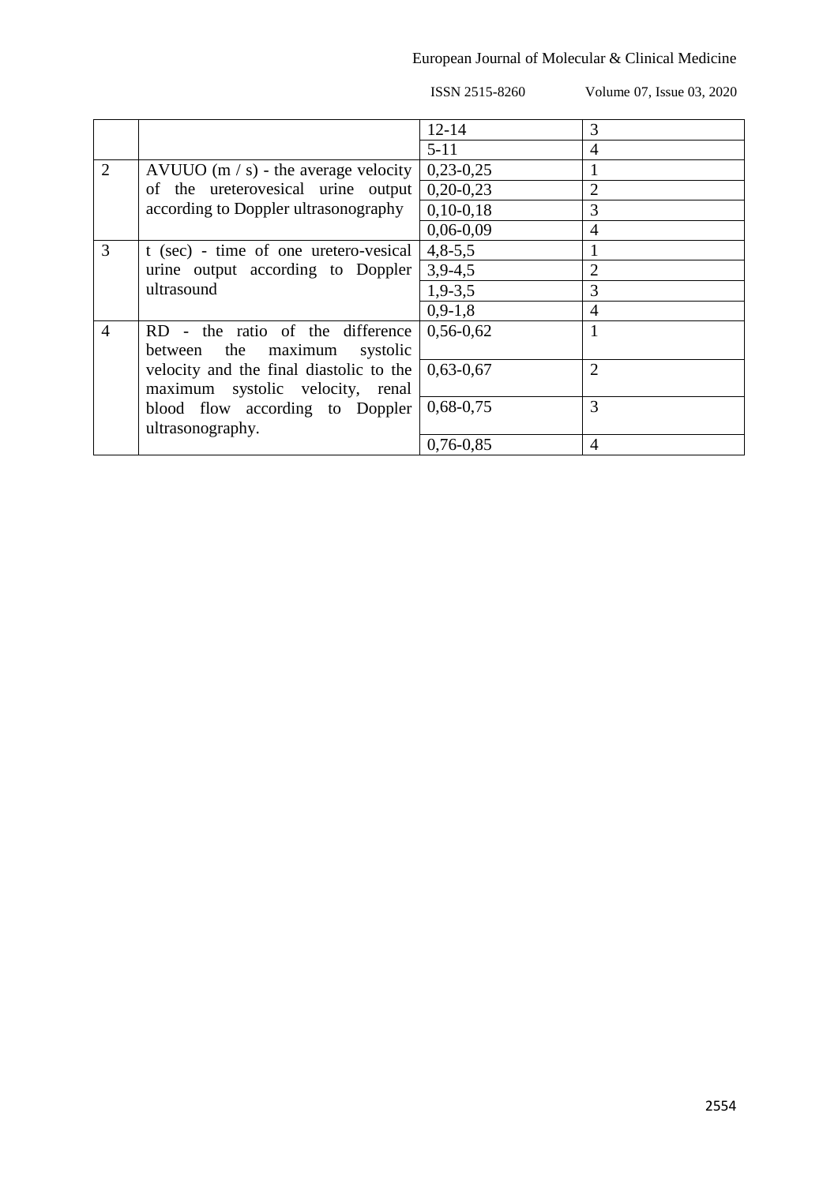| | | | |
|---|---|---|---|
| | | 12-14 | 3 |
| | | 5-11 | 4 |
| 2 | AVUUO (m / s) - the average velocity of the ureterovesical urine output according to Doppler ultrasonography | 0,23-0,25 | 1 |
| | | 0,20-0,23 | 2 |
| | | 0,10-0,18 | 3 |
| | | 0,06-0,09 | 4 |
| 3 | t (sec) - time of one uretero-vesical urine output according to Doppler ultrasound | 4,8-5,5 | 1 |
| | | 3,9-4,5 | 2 |
| | | 1,9-3,5 | 3 |
| | | 0,9-1,8 | 4 |
| 4 | RD - the ratio of the difference between the maximum systolic velocity and the final diastolic to the maximum systolic velocity, renal blood flow according to Doppler ultrasonography. | 0,56-0,62 | 1 |
| | | 0,63-0,67 | 2 |
| | | 0,68-0,75 | 3 |
| | | 0,76-0,85 | 4 |